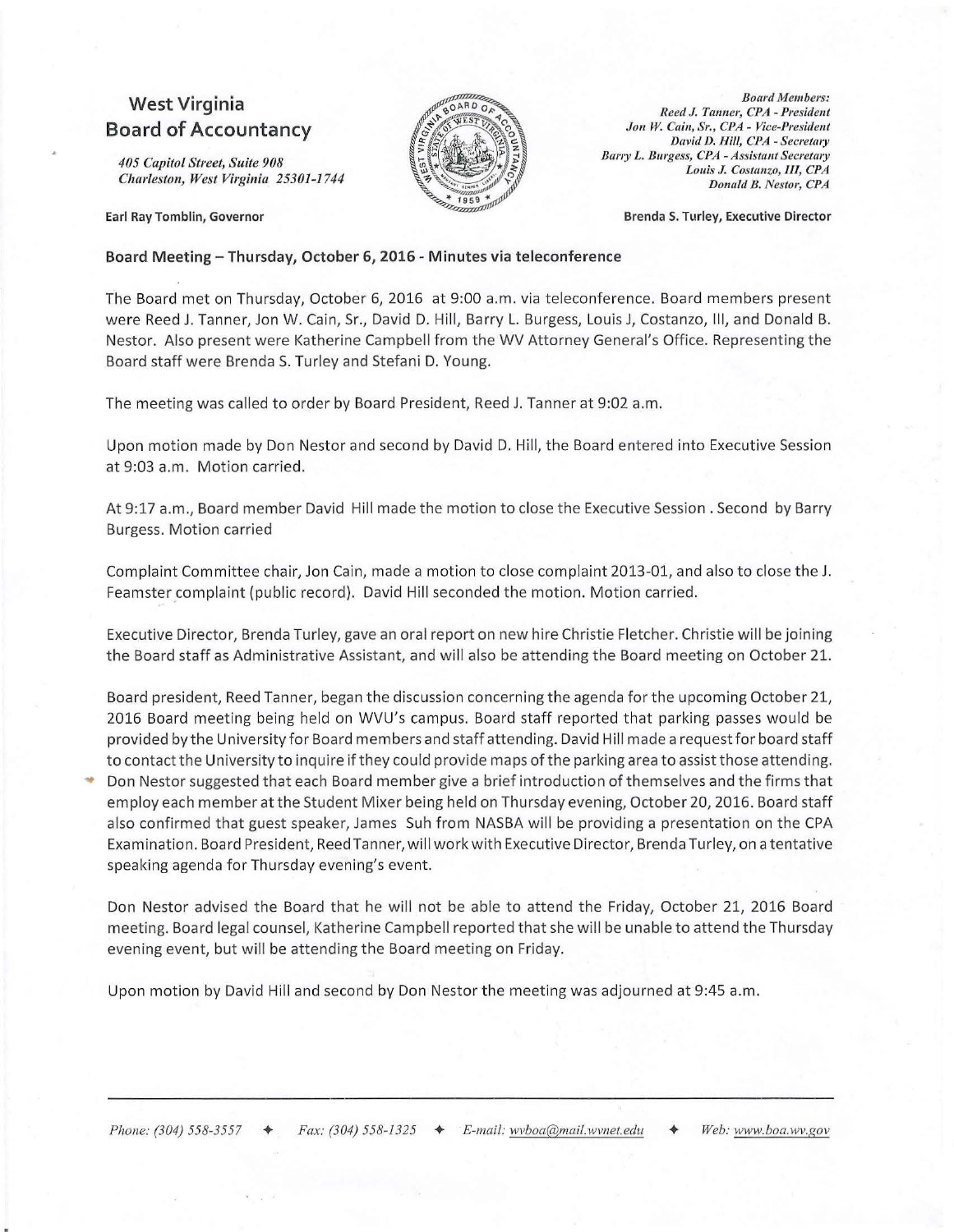# West Virginia Board of Accountancy

*405 Capitol Street, Suite 908*
*Charleston, West Virginia 25301-1744*

**Earl Ray Tomblin, Governor**

*Board Members:*
*Reed J. Tanner, CPA - President*
*Jon W. Cain, Sr., CPA - Vice-President*
*David D. Hill, CPA - Secretary*
*Barry L. Burgess, CPA - Assistant Secretary*
*Louis J. Costanzo, III, CPA*
*Donald B. Nestor, CPA*

**Brenda S. Turley, Executive Director**

**Board Meeting – Thursday, October 6, 2016 - Minutes via teleconference**

The Board met on Thursday, October 6, 2016 at 9:00 a.m. via teleconference. Board members present were Reed J. Tanner, Jon W. Cain, Sr., David D. Hill, Barry L. Burgess, Louis J, Costanzo, III, and Donald B. Nestor. Also present were Katherine Campbell from the WV Attorney General's Office. Representing the Board staff were Brenda S. Turley and Stefani D. Young.

The meeting was called to order by Board President, Reed J. Tanner at 9:02 a.m.

Upon motion made by Don Nestor and second by David D. Hill, the Board entered into Executive Session at 9:03 a.m. Motion carried.

At 9:17 a.m., Board member David Hill made the motion to close the Executive Session . Second by Barry Burgess. Motion carried

Complaint Committee chair, Jon Cain, made a motion to close complaint 2013-01, and also to close the J. Feamster complaint (public record). David Hill seconded the motion. Motion carried.

Executive Director, Brenda Turley, gave an oral report on new hire Christie Fletcher. Christie will be joining the Board staff as Administrative Assistant, and will also be attending the Board meeting on October 21.

Board president, Reed Tanner, began the discussion concerning the agenda for the upcoming October 21, 2016 Board meeting being held on WVU's campus. Board staff reported that parking passes would be provided by the University for Board members and staff attending. David Hill made a request for board staff to contact the University to inquire if they could provide maps of the parking area to assist those attending. Don Nestor suggested that each Board member give a brief introduction of themselves and the firms that employ each member at the Student Mixer being held on Thursday evening, October 20, 2016. Board staff also confirmed that guest speaker, James Suh from NASBA will be providing a presentation on the CPA Examination. Board President, Reed Tanner, will work with Executive Director, Brenda Turley, on a tentative speaking agenda for Thursday evening's event.

Don Nestor advised the Board that he will not be able to attend the Friday, October 21, 2016 Board meeting. Board legal counsel, Katherine Campbell reported that she will be unable to attend the Thursday evening event, but will be attending the Board meeting on Friday.

Upon motion by David Hill and second by Don Nestor the meeting was adjourned at 9:45 a.m.

*Phone: (304) 558-3557* ✦ *Fax: (304) 558-1325* ✦ *E-mail: wvboa@mail.wvnet.edu* ✦ *Web: www.boa.wv.gov*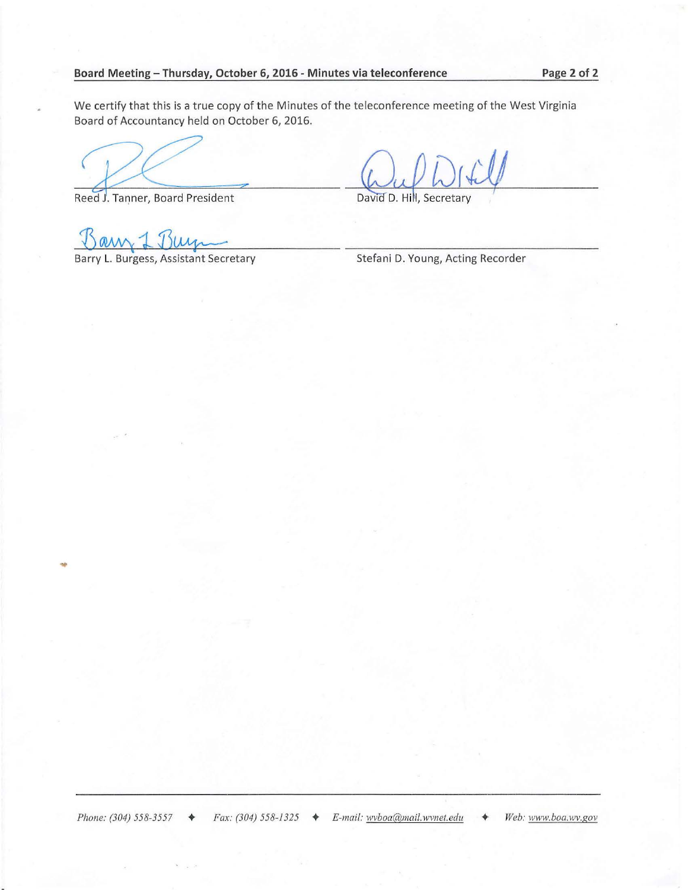We certify that this is a true copy of the Minutes of the teleconference meeting of the West Virginia Board of Accountancy held on October 6, 2016.

Reed J. Tanner, Board President

David D. Hill, Secretary

Barry L. Burgess, Assistant Secretary

Stefani D. Young, Acting Recorder